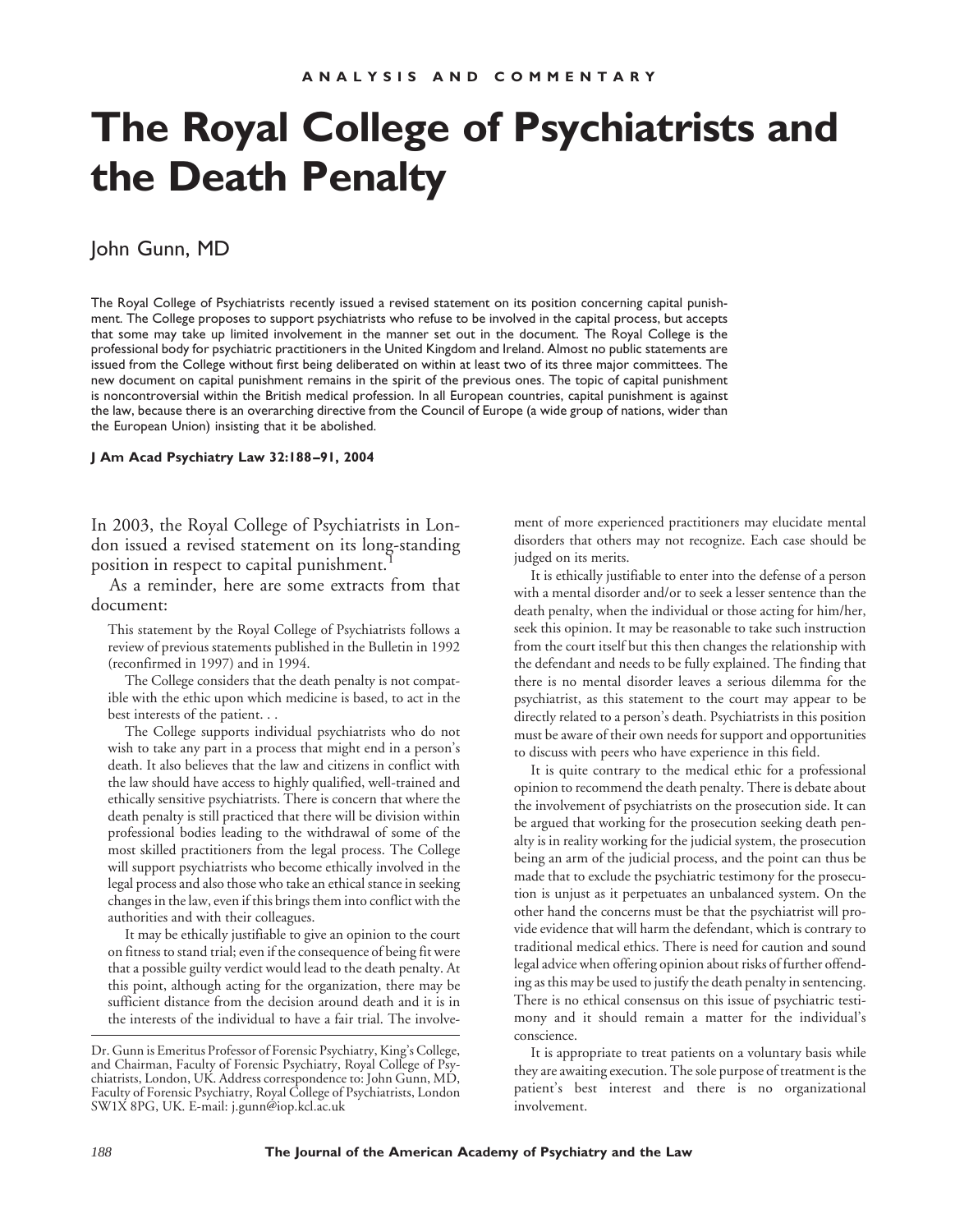ANALYSIS AND COMMENTARY

# The Royal College of Psychiatrists and the Death Penalty

John Gunn, MD

The Royal College of Psychiatrists recently issued a revised statement on its position concerning capital punishment. The College proposes to support psychiatrists who refuse to be involved in the capital process, but accepts that some may take up limited involvement in the manner set out in the document. The Royal College is the professional body for psychiatric practitioners in the United Kingdom and Ireland. Almost no public statements are issued from the College without first being deliberated on within at least two of its three major committees. The new document on capital punishment remains in the spirit of the previous ones. The topic of capital punishment is noncontroversial within the British medical profession. In all European countries, capital punishment is against the law, because there is an overarching directive from the Council of Europe (a wide group of nations, wider than the European Union) insisting that it be abolished.

**J Am Acad Psychiatry Law 32:188–91, 2004**

In 2003, the Royal College of Psychiatrists in London issued a revised statement on its long-standing position in respect to capital punishment.[1]

As a reminder, here are some extracts from that document:

> This statement by the Royal College of Psychiatrists follows a review of previous statements published in the Bulletin in 1992 (reconfirmed in 1997) and in 1994.
>
> The College considers that the death penalty is not compatible with the ethic upon which medicine is based, to act in the best interests of the patient. . .
>
> The College supports individual psychiatrists who do not wish to take any part in a process that might end in a person's death. It also believes that the law and citizens in conflict with the law should have access to highly qualified, well-trained and ethically sensitive psychiatrists. There is concern that where the death penalty is still practiced that there will be division within professional bodies leading to the withdrawal of some of the most skilled practitioners from the legal process. The College will support psychiatrists who become ethically involved in the legal process and also those who take an ethical stance in seeking changes in the law, even if this brings them into conflict with the authorities and with their colleagues.
>
> It may be ethically justifiable to give an opinion to the court on fitness to stand trial; even if the consequence of being fit were that a possible guilty verdict would lead to the death penalty. At this point, although acting for the organization, there may be sufficient distance from the decision around death and it is in the interests of the individual to have a fair trial. The involvement of more experienced practitioners may elucidate mental disorders that others may not recognize. Each case should be judged on its merits.
>
> It is ethically justifiable to enter into the defense of a person with a mental disorder and/or to seek a lesser sentence than the death penalty, when the individual or those acting for him/her, seek this opinion. It may be reasonable to take such instruction from the court itself but this then changes the relationship with the defendant and needs to be fully explained. The finding that there is no mental disorder leaves a serious dilemma for the psychiatrist, as this statement to the court may appear to be directly related to a person's death. Psychiatrists in this position must be aware of their own needs for support and opportunities to discuss with peers who have experience in this field.
>
> It is quite contrary to the medical ethic for a professional opinion to recommend the death penalty. There is debate about the involvement of psychiatrists on the prosecution side. It can be argued that working for the prosecution seeking death penalty is in reality working for the judicial system, the prosecution being an arm of the judicial process, and the point can thus be made that to exclude the psychiatric testimony for the prosecution is unjust as it perpetuates an unbalanced system. On the other hand the concerns must be that the psychiatrist will provide evidence that will harm the defendant, which is contrary to traditional medical ethics. There is need for caution and sound legal advice when offering opinion about risks of further offending as this may be used to justify the death penalty in sentencing. There is no ethical consensus on this issue of psychiatric testimony and it should remain a matter for the individual's conscience.
>
> It is appropriate to treat patients on a voluntary basis while they are awaiting execution. The sole purpose of treatment is the patient's best interest and there is no organizational involvement.

Dr. Gunn is Emeritus Professor of Forensic Psychiatry, King's College, and Chairman, Faculty of Forensic Psychiatry, Royal College of Psychiatrists, London, UK. Address correspondence to: John Gunn, MD, Faculty of Forensic Psychiatry, Royal College of Psychiatrists, London SW1X 8PG, UK. E-mail: j.gunn@iop.kcl.ac.uk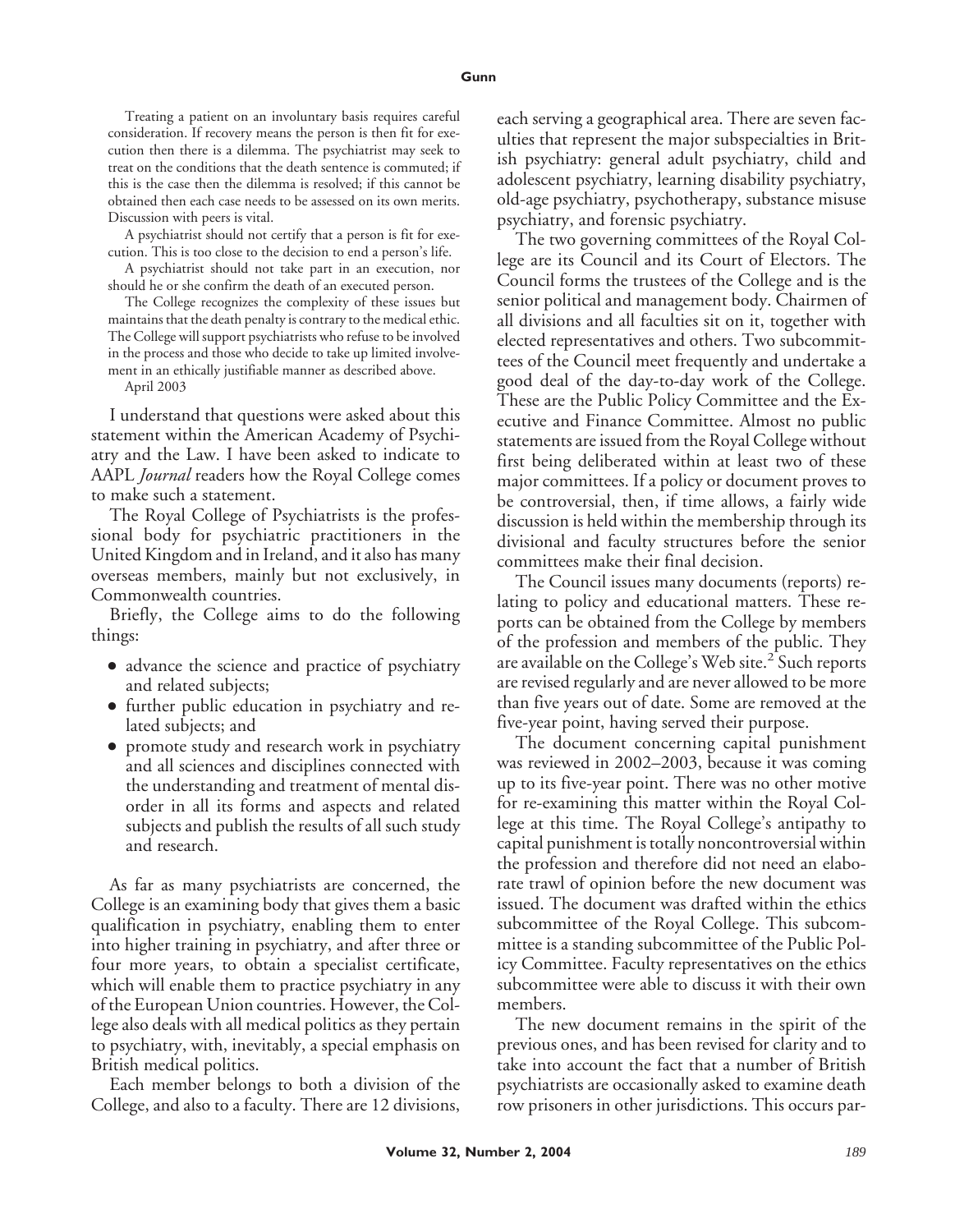Treating a patient on an involuntary basis requires careful consideration. If recovery means the person is then fit for execution then there is a dilemma. The psychiatrist may seek to treat on the conditions that the death sentence is commuted; if this is the case then the dilemma is resolved; if this cannot be obtained then each case needs to be assessed on its own merits. Discussion with peers is vital.

A psychiatrist should not certify that a person is fit for execution. This is too close to the decision to end a person's life.

A psychiatrist should not take part in an execution, nor should he or she confirm the death of an executed person.

The College recognizes the complexity of these issues but maintains that the death penalty is contrary to the medical ethic. The College will support psychiatrists who refuse to be involved in the process and those who decide to take up limited involvement in an ethically justifiable manner as described above.

April 2003

I understand that questions were asked about this statement within the American Academy of Psychiatry and the Law. I have been asked to indicate to AAPL *Journal* readers how the Royal College comes to make such a statement.

The Royal College of Psychiatrists is the professional body for psychiatric practitioners in the United Kingdom and in Ireland, and it also has many overseas members, mainly but not exclusively, in Commonwealth countries.

Briefly, the College aims to do the following things:

- advance the science and practice of psychiatry and related subjects;
- further public education in psychiatry and related subjects; and
- promote study and research work in psychiatry and all sciences and disciplines connected with the understanding and treatment of mental disorder in all its forms and aspects and related subjects and publish the results of all such study and research.

As far as many psychiatrists are concerned, the College is an examining body that gives them a basic qualification in psychiatry, enabling them to enter into higher training in psychiatry, and after three or four more years, to obtain a specialist certificate, which will enable them to practice psychiatry in any of the European Union countries. However, the College also deals with all medical politics as they pertain to psychiatry, with, inevitably, a special emphasis on British medical politics.

Each member belongs to both a division of the College, and also to a faculty. There are 12 divisions, each serving a geographical area. There are seven faculties that represent the major subspecialties in British psychiatry: general adult psychiatry, child and adolescent psychiatry, learning disability psychiatry, old-age psychiatry, psychotherapy, substance misuse psychiatry, and forensic psychiatry.

The two governing committees of the Royal College are its Council and its Court of Electors. The Council forms the trustees of the College and is the senior political and management body. Chairmen of all divisions and all faculties sit on it, together with elected representatives and others. Two subcommittees of the Council meet frequently and undertake a good deal of the day-to-day work of the College. These are the Public Policy Committee and the Executive and Finance Committee. Almost no public statements are issued from the Royal College without first being deliberated within at least two of these major committees. If a policy or document proves to be controversial, then, if time allows, a fairly wide discussion is held within the membership through its divisional and faculty structures before the senior committees make their final decision.

The Council issues many documents (reports) relating to policy and educational matters. These reports can be obtained from the College by members of the profession and members of the public. They are available on the College's Web site.[2] Such reports are revised regularly and are never allowed to be more than five years out of date. Some are removed at the five-year point, having served their purpose.

The document concerning capital punishment was reviewed in 2002–2003, because it was coming up to its five-year point. There was no other motive for re-examining this matter within the Royal College at this time. The Royal College's antipathy to capital punishment is totally noncontroversial within the profession and therefore did not need an elaborate trawl of opinion before the new document was issued. The document was drafted within the ethics subcommittee of the Royal College. This subcommittee is a standing subcommittee of the Public Policy Committee. Faculty representatives on the ethics subcommittee were able to discuss it with their own members.

The new document remains in the spirit of the previous ones, and has been revised for clarity and to take into account the fact that a number of British psychiatrists are occasionally asked to examine death row prisoners in other jurisdictions. This occurs par-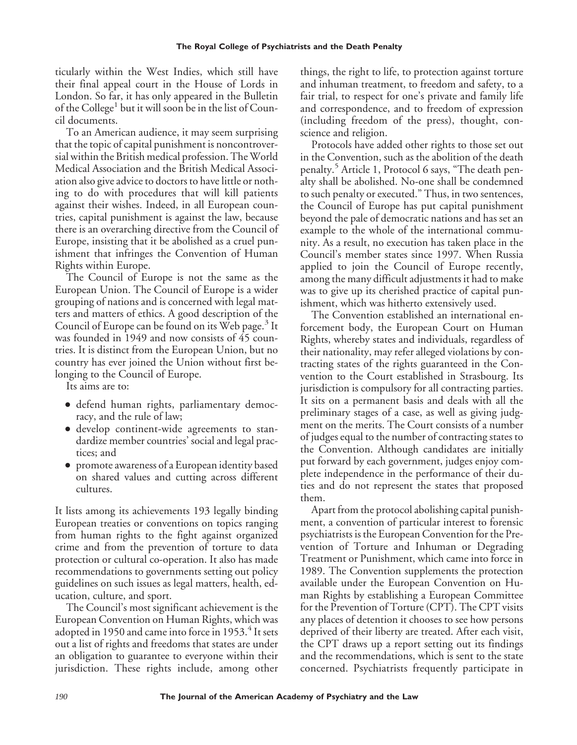ticularly within the West Indies, which still have their final appeal court in the House of Lords in London. So far, it has only appeared in the Bulletin of the College[1] but it will soon be in the list of Council documents.

To an American audience, it may seem surprising that the topic of capital punishment is noncontroversial within the British medical profession. The World Medical Association and the British Medical Association also give advice to doctors to have little or nothing to do with procedures that will kill patients against their wishes. Indeed, in all European countries, capital punishment is against the law, because there is an overarching directive from the Council of Europe, insisting that it be abolished as a cruel punishment that infringes the Convention of Human Rights within Europe.

The Council of Europe is not the same as the European Union. The Council of Europe is a wider grouping of nations and is concerned with legal matters and matters of ethics. A good description of the Council of Europe can be found on its Web page.[3] It was founded in 1949 and now consists of 45 countries. It is distinct from the European Union, but no country has ever joined the Union without first belonging to the Council of Europe.

Its aims are to:

- defend human rights, parliamentary democracy, and the rule of law;
- develop continent-wide agreements to standardize member countries' social and legal practices; and
- promote awareness of a European identity based on shared values and cutting across different cultures.

It lists among its achievements 193 legally binding European treaties or conventions on topics ranging from human rights to the fight against organized crime and from the prevention of torture to data protection or cultural co-operation. It also has made recommendations to governments setting out policy guidelines on such issues as legal matters, health, education, culture, and sport.

The Council's most significant achievement is the European Convention on Human Rights, which was adopted in 1950 and came into force in 1953.[4] It sets out a list of rights and freedoms that states are under an obligation to guarantee to everyone within their jurisdiction. These rights include, among other things, the right to life, to protection against torture and inhuman treatment, to freedom and safety, to a fair trial, to respect for one's private and family life and correspondence, and to freedom of expression (including freedom of the press), thought, conscience and religion.

Protocols have added other rights to those set out in the Convention, such as the abolition of the death penalty.[5] Article 1, Protocol 6 says, "The death penalty shall be abolished. No-one shall be condemned to such penalty or executed." Thus, in two sentences, the Council of Europe has put capital punishment beyond the pale of democratic nations and has set an example to the whole of the international community. As a result, no execution has taken place in the Council's member states since 1997. When Russia applied to join the Council of Europe recently, among the many difficult adjustments it had to make was to give up its cherished practice of capital punishment, which was hitherto extensively used.

The Convention established an international enforcement body, the European Court on Human Rights, whereby states and individuals, regardless of their nationality, may refer alleged violations by contracting states of the rights guaranteed in the Convention to the Court established in Strasbourg. Its jurisdiction is compulsory for all contracting parties. It sits on a permanent basis and deals with all the preliminary stages of a case, as well as giving judgment on the merits. The Court consists of a number of judges equal to the number of contracting states to the Convention. Although candidates are initially put forward by each government, judges enjoy complete independence in the performance of their duties and do not represent the states that proposed them.

Apart from the protocol abolishing capital punishment, a convention of particular interest to forensic psychiatrists is the European Convention for the Prevention of Torture and Inhuman or Degrading Treatment or Punishment, which came into force in 1989. The Convention supplements the protection available under the European Convention on Human Rights by establishing a European Committee for the Prevention of Torture (CPT). The CPT visits any places of detention it chooses to see how persons deprived of their liberty are treated. After each visit, the CPT draws up a report setting out its findings and the recommendations, which is sent to the state concerned. Psychiatrists frequently participate in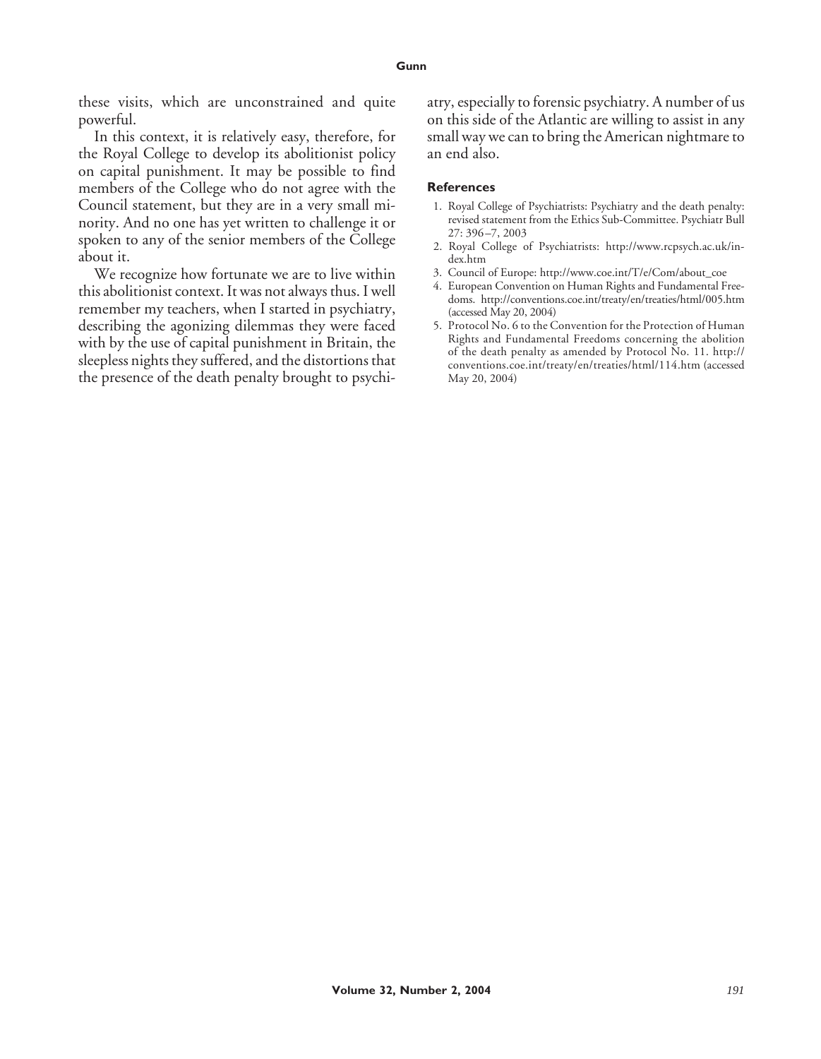these visits, which are unconstrained and quite powerful.

In this context, it is relatively easy, therefore, for the Royal College to develop its abolitionist policy on capital punishment. It may be possible to find members of the College who do not agree with the Council statement, but they are in a very small minority. And no one has yet written to challenge it or spoken to any of the senior members of the College about it.

We recognize how fortunate we are to live within this abolitionist context. It was not always thus. I well remember my teachers, when I started in psychiatry, describing the agonizing dilemmas they were faced with by the use of capital punishment in Britain, the sleepless nights they suffered, and the distortions that the presence of the death penalty brought to psychiatry, especially to forensic psychiatry. A number of us on this side of the Atlantic are willing to assist in any small way we can to bring the American nightmare to an end also.

### References

1. Royal College of Psychiatrists: Psychiatry and the death penalty: revised statement from the Ethics Sub-Committee. Psychiatr Bull 27: 396–7, 2003
2. Royal College of Psychiatrists: http://www.rcpsych.ac.uk/index.htm
3. Council of Europe: http://www.coe.int/T/e/Com/about_coe
4. European Convention on Human Rights and Fundamental Freedoms. http://conventions.coe.int/treaty/en/treaties/html/005.htm (accessed May 20, 2004)
5. Protocol No. 6 to the Convention for the Protection of Human Rights and Fundamental Freedoms concerning the abolition of the death penalty as amended by Protocol No. 11. http://conventions.coe.int/treaty/en/treaties/html/114.htm (accessed May 20, 2004)